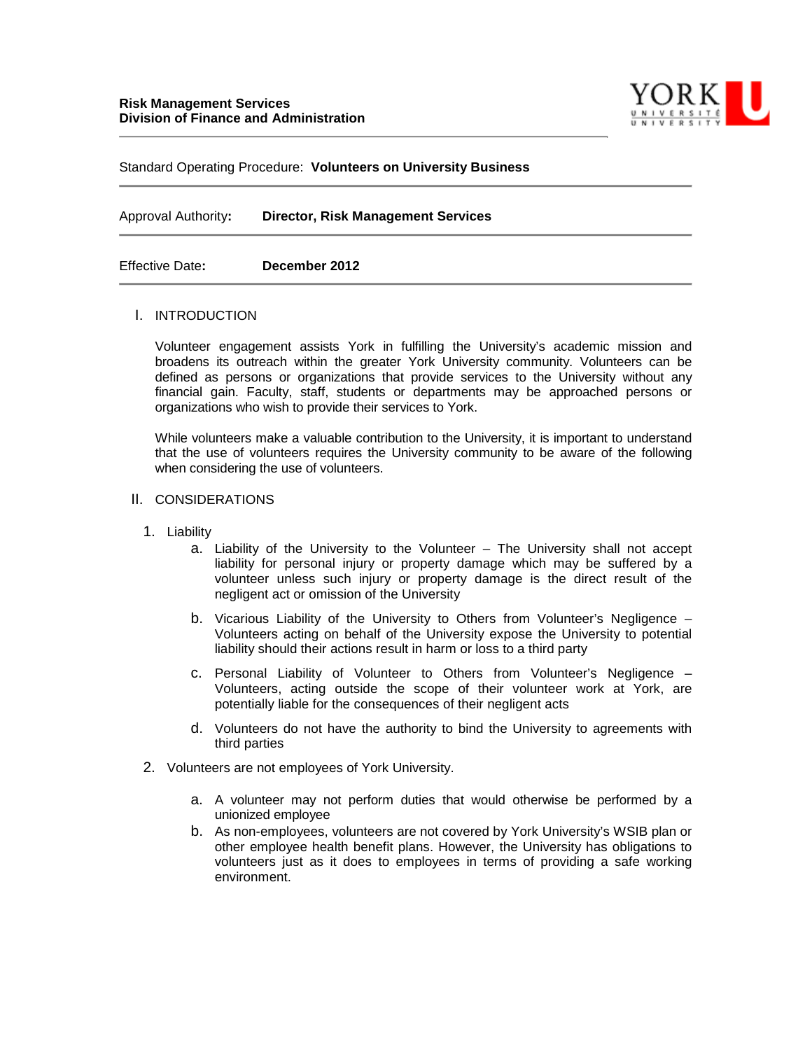**Risk Management Services**
**Division of Finance and Administration**

Standard Operating Procedure: **Volunteers on University Business**

---

Approval Authority: **Director, Risk Management Services**

---

Effective Date: **December 2012**

---

## I. INTRODUCTION

Volunteer engagement assists York in fulfilling the University's academic mission and broadens its outreach within the greater York University community. Volunteers can be defined as persons or organizations that provide services to the University without any financial gain. Faculty, staff, students or departments may be approached persons or organizations who wish to provide their services to York.

While volunteers make a valuable contribution to the University, it is important to understand that the use of volunteers requires the University community to be aware of the following when considering the use of volunteers.

## II. CONSIDERATIONS

1. Liability
   a. Liability of the University to the Volunteer – The University shall not accept liability for personal injury or property damage which may be suffered by a volunteer unless such injury or property damage is the direct result of the negligent act or omission of the University

   b. Vicarious Liability of the University to Others from Volunteer's Negligence – Volunteers acting on behalf of the University expose the University to potential liability should their actions result in harm or loss to a third party

   c. Personal Liability of Volunteer to Others from Volunteer's Negligence – Volunteers, acting outside the scope of their volunteer work at York, are potentially liable for the consequences of their negligent acts

   d. Volunteers do not have the authority to bind the University to agreements with third parties

2. Volunteers are not employees of York University.

   a. A volunteer may not perform duties that would otherwise be performed by a unionized employee
   b. As non-employees, volunteers are not covered by York University's WSIB plan or other employee health benefit plans. However, the University has obligations to volunteers just as it does to employees in terms of providing a safe working environment.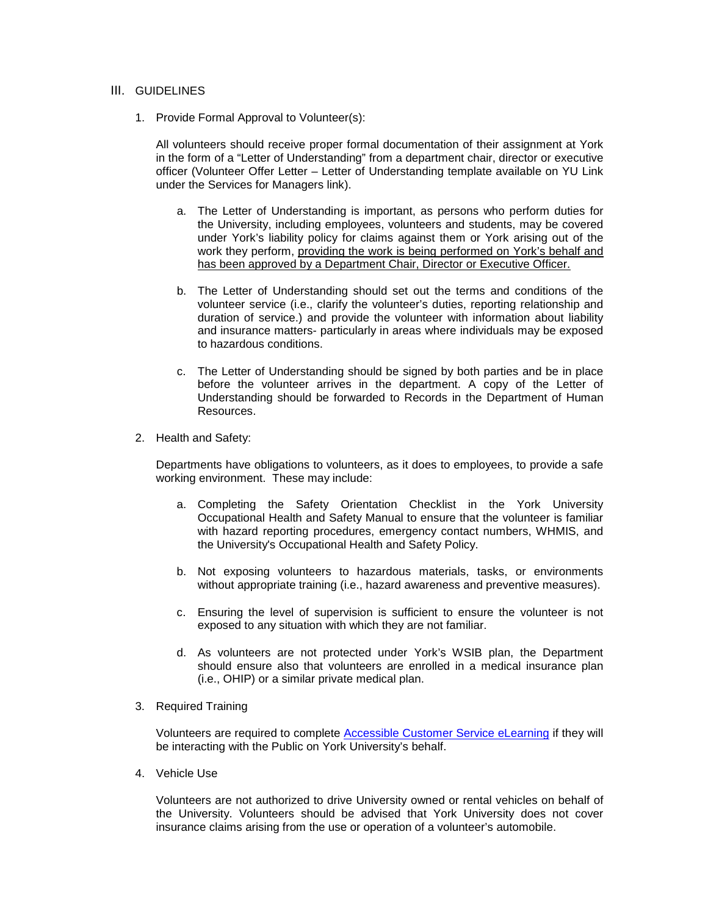## III. GUIDELINES

1. Provide Formal Approval to Volunteer(s):

   All volunteers should receive proper formal documentation of their assignment at York in the form of a "Letter of Understanding" from a department chair, director or executive officer (Volunteer Offer Letter – Letter of Understanding template available on YU Link under the Services for Managers link).

   a. The Letter of Understanding is important, as persons who perform duties for the University, including employees, volunteers and students, may be covered under York's liability policy for claims against them or York arising out of the work they perform, <u>providing the work is being performed on York's behalf and has been approved by a Department Chair, Director or Executive Officer.</u>

   b. The Letter of Understanding should set out the terms and conditions of the volunteer service (i.e., clarify the volunteer's duties, reporting relationship and duration of service.) and provide the volunteer with information about liability and insurance matters- particularly in areas where individuals may be exposed to hazardous conditions.

   c. The Letter of Understanding should be signed by both parties and be in place before the volunteer arrives in the department. A copy of the Letter of Understanding should be forwarded to Records in the Department of Human Resources.

2. Health and Safety:

   Departments have obligations to volunteers, as it does to employees, to provide a safe working environment. These may include:

   a. Completing the Safety Orientation Checklist in the York University Occupational Health and Safety Manual to ensure that the volunteer is familiar with hazard reporting procedures, emergency contact numbers, WHMIS, and the University's Occupational Health and Safety Policy.

   b. Not exposing volunteers to hazardous materials, tasks, or environments without appropriate training (i.e., hazard awareness and preventive measures).

   c. Ensuring the level of supervision is sufficient to ensure the volunteer is not exposed to any situation with which they are not familiar.

   d. As volunteers are not protected under York's WSIB plan, the Department should ensure also that volunteers are enrolled in a medical insurance plan (i.e., OHIP) or a similar private medical plan.

3. Required Training

   Volunteers are required to complete Accessible Customer Service eLearning if they will be interacting with the Public on York University's behalf.

4. Vehicle Use

   Volunteers are not authorized to drive University owned or rental vehicles on behalf of the University. Volunteers should be advised that York University does not cover insurance claims arising from the use or operation of a volunteer's automobile.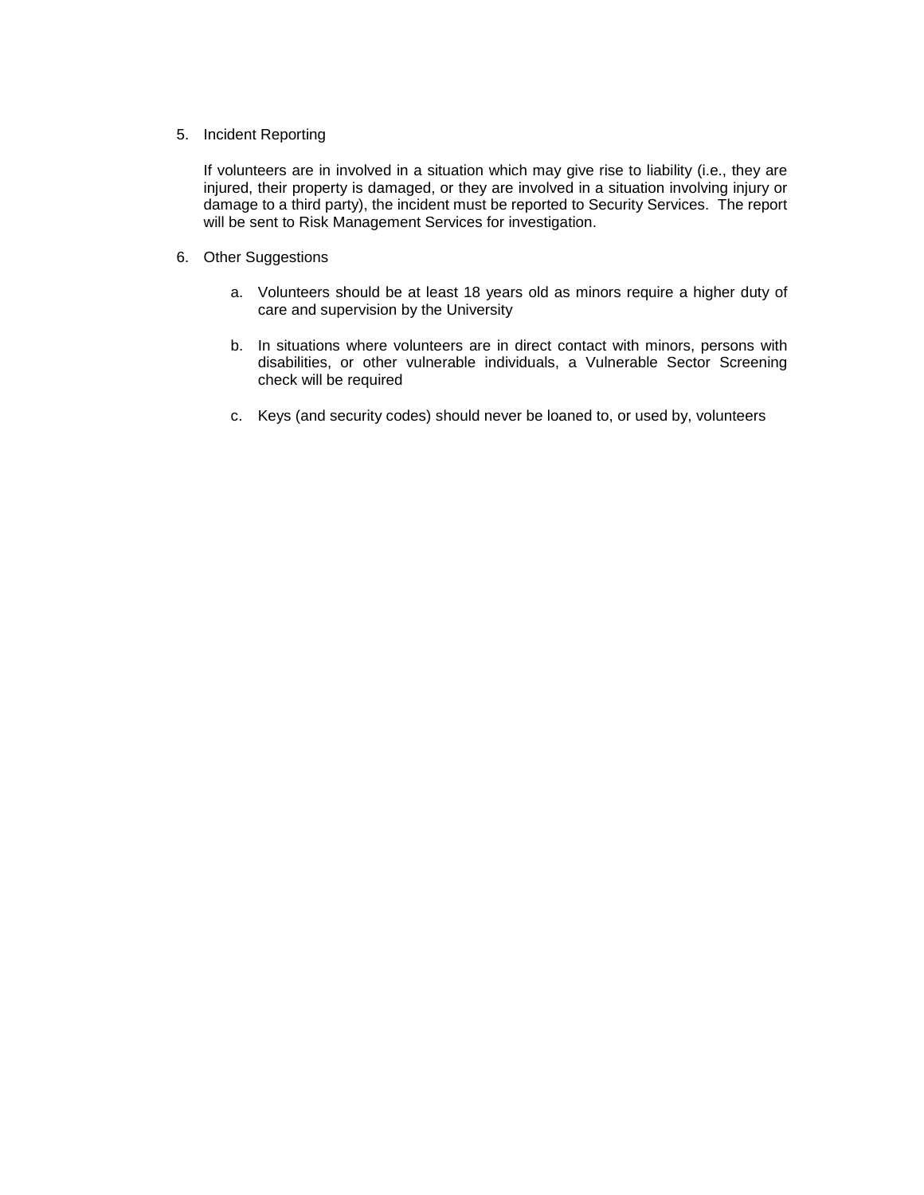5. Incident Reporting

   If volunteers are in involved in a situation which may give rise to liability (i.e., they are injured, their property is damaged, or they are involved in a situation involving injury or damage to a third party), the incident must be reported to Security Services. The report will be sent to Risk Management Services for investigation.

6. Other Suggestions

   a. Volunteers should be at least 18 years old as minors require a higher duty of care and supervision by the University

   b. In situations where volunteers are in direct contact with minors, persons with disabilities, or other vulnerable individuals, a Vulnerable Sector Screening check will be required

   c. Keys (and security codes) should never be loaned to, or used by, volunteers